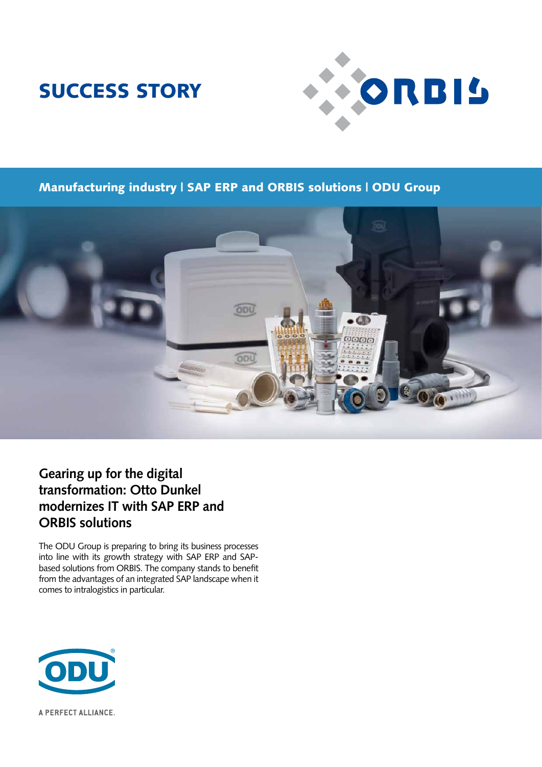# SUCCESS STORY

**Manufacturing industry | SAP ERP and ORBIS solutions | ODU Group**

## Gearing up for the digital transformation: Otto Dunkel modernizes IT with SAP ERP and ORBIS solutions

The ODU Group is preparing to bring its business processes into line with its growth strategy with SAP ERP and SAP-based solutions from ORBIS. The company stands to benefit from the advantages of an integrated SAP landscape when it comes to intralogistics in particular.

A PERFECT ALLIANCE.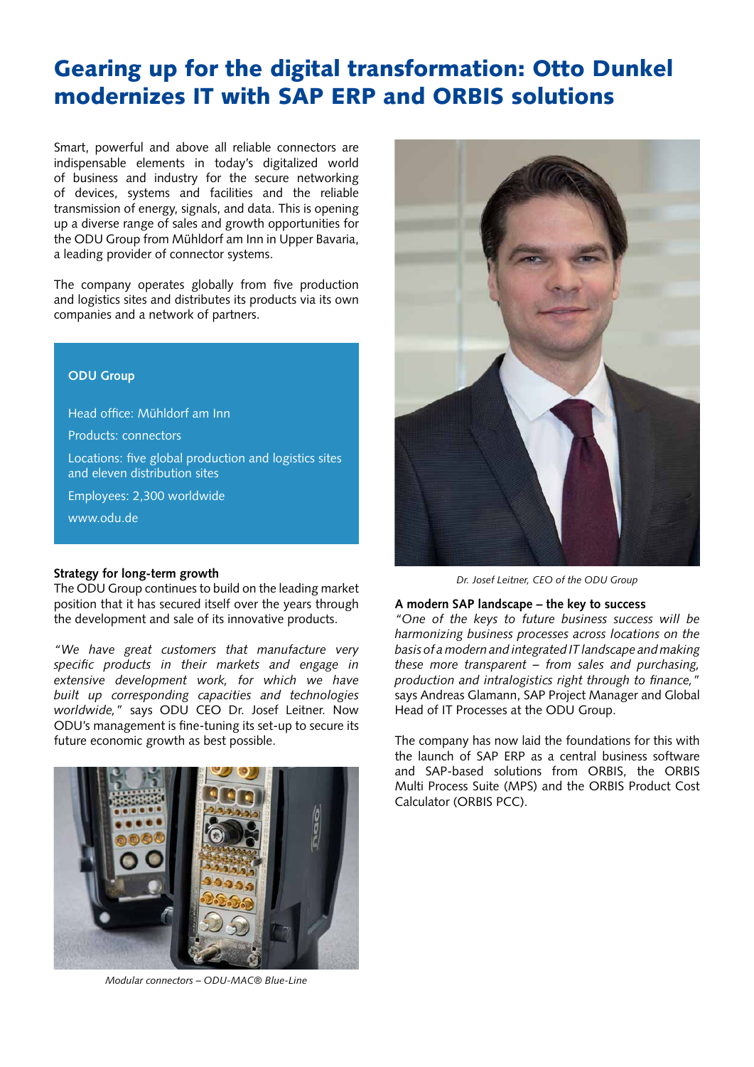# Gearing up for the digital transformation: Otto Dunkel modernizes IT with SAP ERP and ORBIS solutions

Smart, powerful and above all reliable connectors are indispensable elements in today's digitalized world of business and industry for the secure networking of devices, systems and facilities and the reliable transmission of energy, signals, and data. This is opening up a diverse range of sales and growth opportunities for the ODU Group from Mühldorf am Inn in Upper Bavaria, a leading provider of connector systems.

The company operates globally from five production and logistics sites and distributes its products via its own companies and a network of partners.

**ODU Group**

Head office: Mühldorf am Inn

Products: connectors

Locations: five global production and logistics sites and eleven distribution sites

Employees: 2,300 worldwide

www.odu.de

**Strategy for long-term growth**

The ODU Group continues to build on the leading market position that it has secured itself over the years through the development and sale of its innovative products.

*"We have great customers that manufacture very specific products in their markets and engage in extensive development work, for which we have built up corresponding capacities and technologies worldwide,"* says ODU CEO Dr. Josef Leitner. Now ODU's management is fine-tuning its set-up to secure its future economic growth as best possible.

*Modular connectors – ODU-MAC® Blue-Line*

*Dr. Josef Leitner, CEO of the ODU Group*

**A modern SAP landscape – the key to success**

*"One of the keys to future business success will be harmonizing business processes across locations on the basis of a modern and integrated IT landscape and making these more transparent – from sales and purchasing, production and intralogistics right through to finance,"* says Andreas Glamann, SAP Project Manager and Global Head of IT Processes at the ODU Group.

The company has now laid the foundations for this with the launch of SAP ERP as a central business software and SAP-based solutions from ORBIS, the ORBIS Multi Process Suite (MPS) and the ORBIS Product Cost Calculator (ORBIS PCC).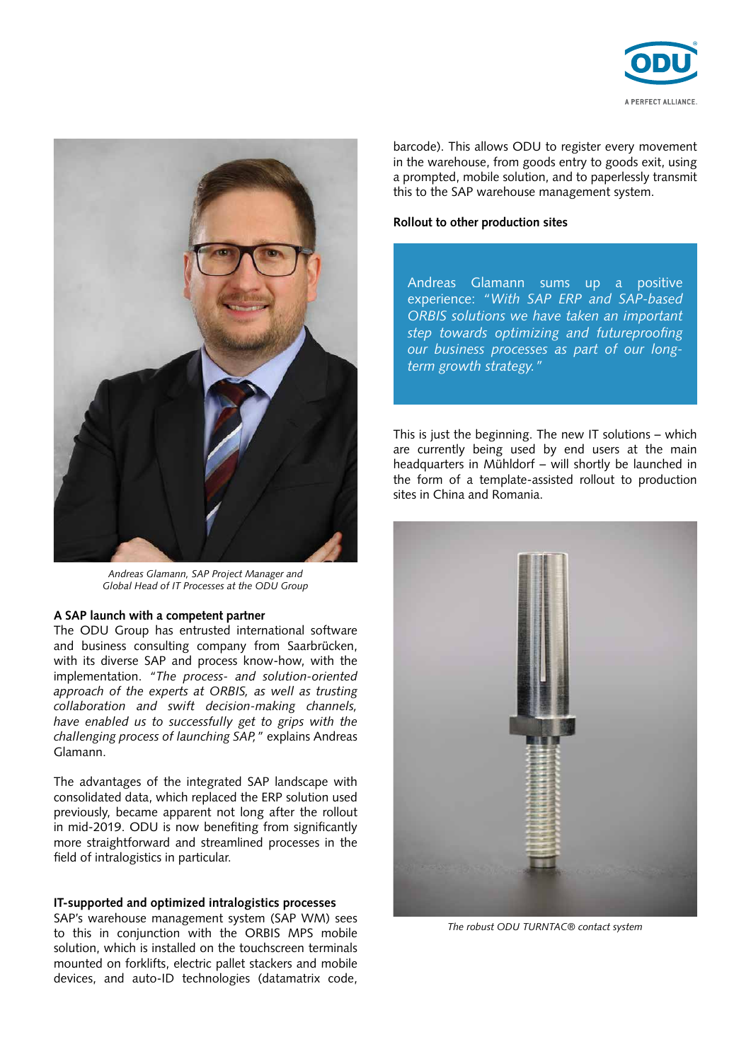*Andreas Glamann, SAP Project Manager and Global Head of IT Processes at the ODU Group*

**A SAP launch with a competent partner**

The ODU Group has entrusted international software and business consulting company from Saarbrücken, with its diverse SAP and process know-how, with the implementation. *"The process- and solution-oriented approach of the experts at ORBIS, as well as trusting collaboration and swift decision-making channels, have enabled us to successfully get to grips with the challenging process of launching SAP,"* explains Andreas Glamann.

The advantages of the integrated SAP landscape with consolidated data, which replaced the ERP solution used previously, became apparent not long after the rollout in mid-2019. ODU is now benefiting from significantly more straightforward and streamlined processes in the field of intralogistics in particular.

**IT-supported and optimized intralogistics processes**

SAP's warehouse management system (SAP WM) sees to this in conjunction with the ORBIS MPS mobile solution, which is installed on the touchscreen terminals mounted on forklifts, electric pallet stackers and mobile devices, and auto-ID technologies (datamatrix code, barcode). This allows ODU to register every movement in the warehouse, from goods entry to goods exit, using a prompted, mobile solution, and to paperlessly transmit this to the SAP warehouse management system.

**Rollout to other production sites**

Andreas Glamann sums up a positive experience: *"With SAP ERP and SAP-based ORBIS solutions we have taken an important step towards optimizing and futureproofing our business processes as part of our long-term growth strategy."*

This is just the beginning. The new IT solutions – which are currently being used by end users at the main headquarters in Mühldorf – will shortly be launched in the form of a template-assisted rollout to production sites in China and Romania.

*The robust ODU TURNTAC® contact system*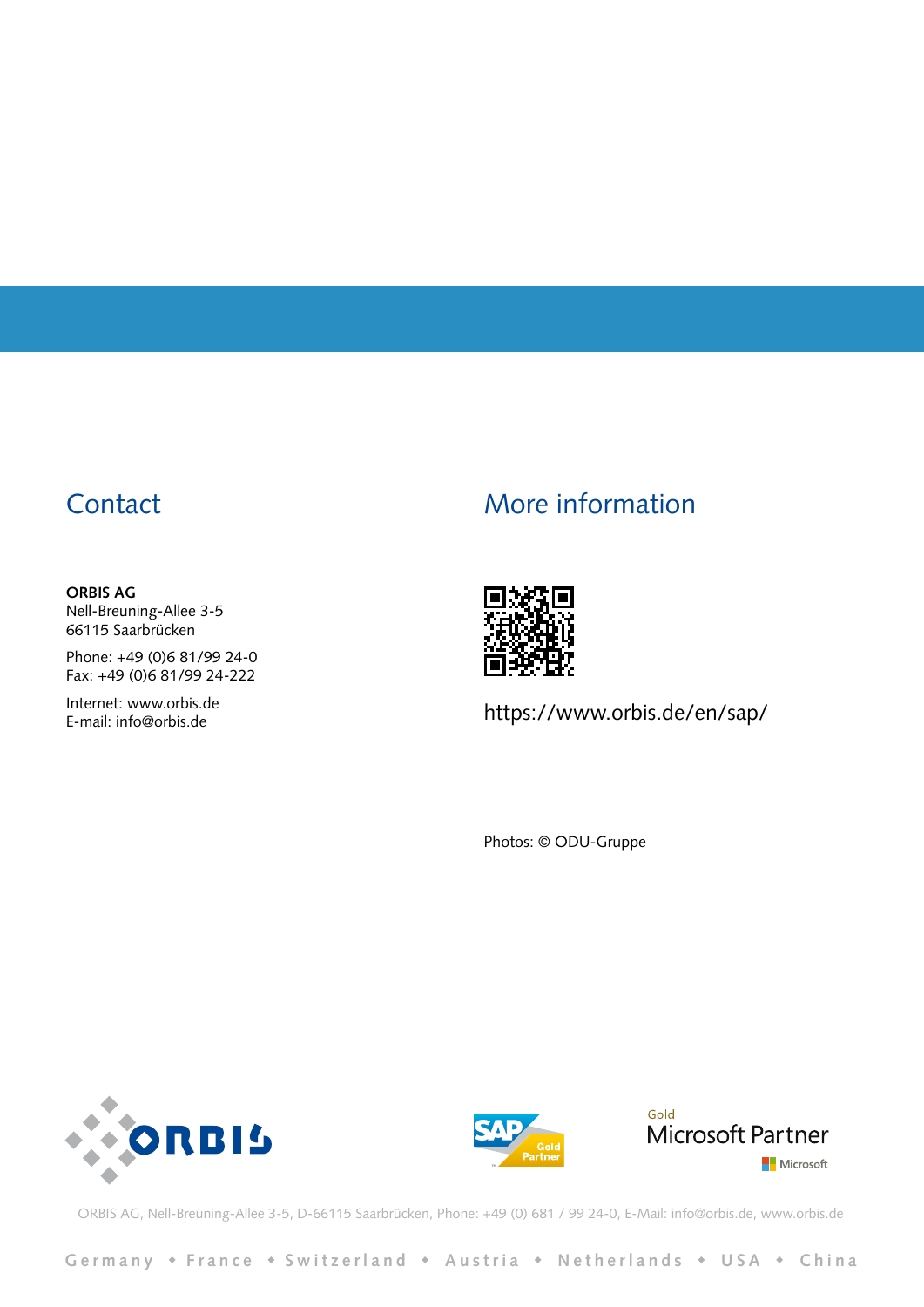## Contact

**ORBIS AG**
Nell-Breuning-Allee 3-5
66115 Saarbrücken

Phone: +49 (0)6 81/99 24-0
Fax: +49 (0)6 81/99 24-222

Internet: www.orbis.de
E-mail: info@orbis.de

## More information

https://www.orbis.de/en/sap/

Photos: © ODU-Gruppe

ORBIS AG, Nell-Breuning-Allee 3-5, D-66115 Saarbrücken, Phone: +49 (0) 681 / 99 24-0, E-Mail: info@orbis.de, www.orbis.de

Germany • France • Switzerland • Austria • Netherlands • USA • China